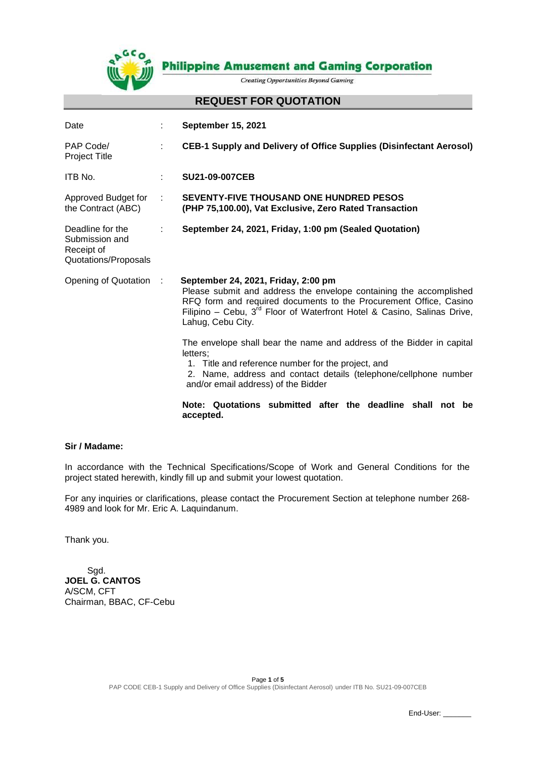**Philippine Amusement and Gaming Corporation**

*Creating Opportunities Beyond Gaming*

# REQUEST FOR QUOTATION

| | | |
|---|---|---|
| Date | : | **September 15, 2021** |
| PAP Code/ Project Title | : | **CEB-1 Supply and Delivery of Office Supplies (Disinfectant Aerosol)** |
| ITB No. | : | **SU21-09-007CEB** |
| Approved Budget for the Contract (ABC) | : | **SEVENTY-FIVE THOUSAND ONE HUNDRED PESOS (PHP 75,100.00), Vat Exclusive, Zero Rated Transaction** |
| Deadline for the Submission and Receipt of Quotations/Proposals | : | **September 24, 2021, Friday, 1:00 pm (Sealed Quotation)** |
| Opening of Quotation | : | **September 24, 2021, Friday, 2:00 pm** |

Please submit and address the envelope containing the accomplished RFQ form and required documents to the Procurement Office, Casino Filipino – Cebu, 3rd Floor of Waterfront Hotel & Casino, Salinas Drive, Lahug, Cebu City.

The envelope shall bear the name and address of the Bidder in capital letters;

1. Title and reference number for the project, and
2. Name, address and contact details (telephone/cellphone number and/or email address) of the Bidder

**Note: Quotations submitted after the deadline shall not be accepted.**

**Sir / Madame:**

In accordance with the Technical Specifications/Scope of Work and General Conditions for the project stated herewith, kindly fill up and submit your lowest quotation.

For any inquiries or clarifications, please contact the Procurement Section at telephone number 268-4989 and look for Mr. Eric A. Laquindanum.

Thank you.

Sgd.
**JOEL G. CANTOS**
A/SCM, CFT
Chairman, BBAC, CF-Cebu

End-User: _______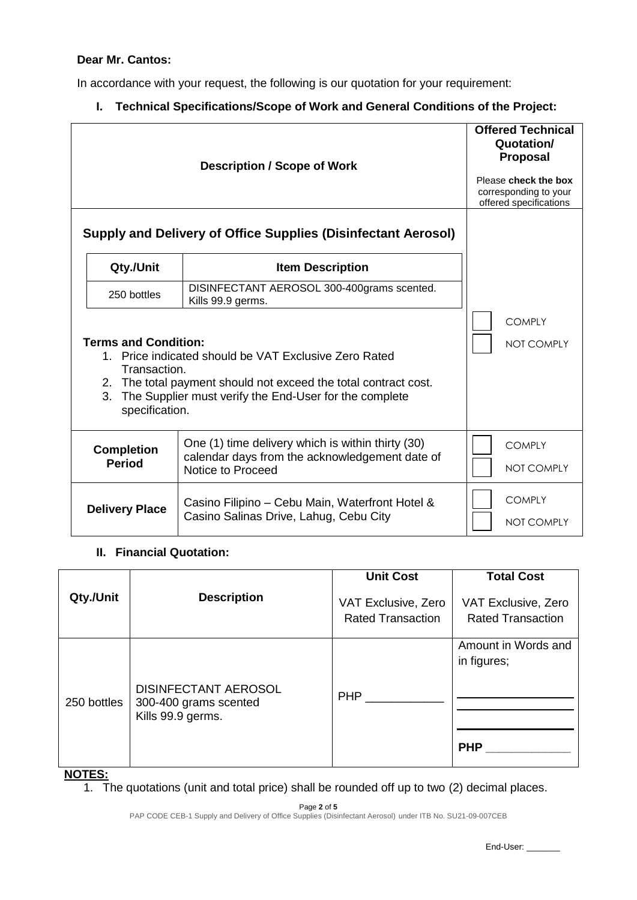**Dear Mr. Cantos:**

In accordance with your request, the following is our quotation for your requirement:

## I. Technical Specifications/Scope of Work and General Conditions of the Project:

| Description / Scope of Work | | Offered Technical Quotation/ Proposal<br>Please **check the box** corresponding to your offered specifications |
|---|---|---|
| **Supply and Delivery of Office Supplies (Disinfectant Aerosol)**<br><br>**Qty./Unit**: 250 bottles<br>**Item Description**: DISINFECTANT AEROSOL 300-400grams scented. Kills 99.9 germs.<br><br>**Terms and Condition:**<br>1. Price indicated should be VAT Exclusive Zero Rated Transaction.<br>2. The total payment should not exceed the total contract cost.<br>3. The Supplier must verify the End-User for the complete specification. | | ☐ COMPLY<br>☐ NOT COMPLY |
| **Completion Period** | One (1) time delivery which is within thirty (30) calendar days from the acknowledgement date of Notice to Proceed | ☐ COMPLY<br>☐ NOT COMPLY |
| **Delivery Place** | Casino Filipino – Cebu Main, Waterfront Hotel & Casino Salinas Drive, Lahug, Cebu City | ☐ COMPLY<br>☐ NOT COMPLY |

## II. Financial Quotation:

| Qty./Unit | Description | Unit Cost<br>VAT Exclusive, Zero Rated Transaction | Total Cost<br>VAT Exclusive, Zero Rated Transaction |
|---|---|---|---|
| 250 bottles | DISINFECTANT AEROSOL 300-400 grams scented Kills 99.9 germs. | PHP ___________ | Amount in Words and in figures;<br>___________<br>___________<br>___________<br>**PHP** ___________ |

**NOTES:**

1. The quotations (unit and total price) shall be rounded off up to two (2) decimal places.

PAP CODE CEB-1 Supply and Delivery of Office Supplies (Disinfectant Aerosol) under ITB No. SU21-09-007CEB

End-User: _______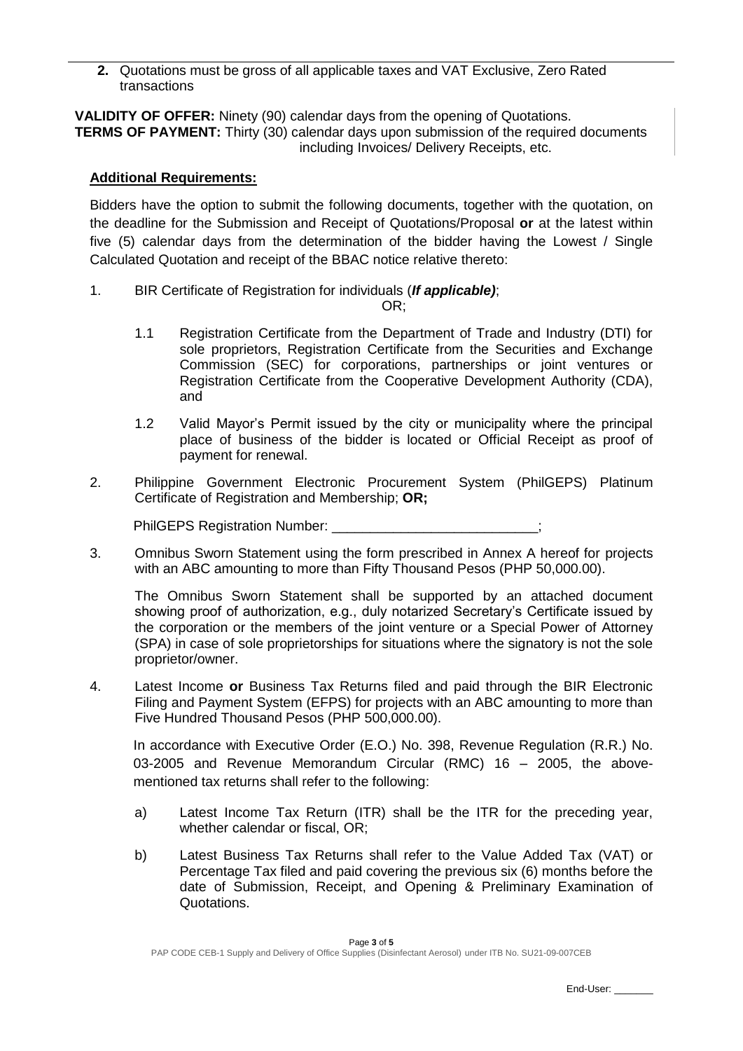2. **Quotations** must be gross of all applicable taxes and VAT Exclusive, Zero Rated transactions

**VALIDITY OF OFFER:** Ninety (90) calendar days from the opening of Quotations.
**TERMS OF PAYMENT:** Thirty (30) calendar days upon submission of the required documents including Invoices/ Delivery Receipts, etc.

**Additional Requirements:**

Bidders have the option to submit the following documents, together with the quotation, on the deadline for the Submission and Receipt of Quotations/Proposal **or** at the latest within five (5) calendar days from the determination of the bidder having the Lowest / Single Calculated Quotation and receipt of the BBAC notice relative thereto:

1. BIR Certificate of Registration for individuals (***If applicable)***;

   OR;

   1.1 Registration Certificate from the Department of Trade and Industry (DTI) for sole proprietors, Registration Certificate from the Securities and Exchange Commission (SEC) for corporations, partnerships or joint ventures or Registration Certificate from the Cooperative Development Authority (CDA), and

   1.2 Valid Mayor's Permit issued by the city or municipality where the principal place of business of the bidder is located or Official Receipt as proof of payment for renewal.

2. Philippine Government Electronic Procurement System (PhilGEPS) Platinum Certificate of Registration and Membership; **OR;**

   PhilGEPS Registration Number: ___________________________;

3. Omnibus Sworn Statement using the form prescribed in Annex A hereof for projects with an ABC amounting to more than Fifty Thousand Pesos (PHP 50,000.00).

   The Omnibus Sworn Statement shall be supported by an attached document showing proof of authorization, e.g., duly notarized Secretary's Certificate issued by the corporation or the members of the joint venture or a Special Power of Attorney (SPA) in case of sole proprietorships for situations where the signatory is not the sole proprietor/owner.

4. Latest Income **or** Business Tax Returns filed and paid through the BIR Electronic Filing and Payment System (EFPS) for projects with an ABC amounting to more than Five Hundred Thousand Pesos (PHP 500,000.00).

   In accordance with Executive Order (E.O.) No. 398, Revenue Regulation (R.R.) No. 03-2005 and Revenue Memorandum Circular (RMC) 16 – 2005, the above-mentioned tax returns shall refer to the following:

   a) Latest Income Tax Return (ITR) shall be the ITR for the preceding year, whether calendar or fiscal, OR;

   b) Latest Business Tax Returns shall refer to the Value Added Tax (VAT) or Percentage Tax filed and paid covering the previous six (6) months before the date of Submission, Receipt, and Opening & Preliminary Examination of Quotations.

PAP CODE CEB-1 Supply and Delivery of Office Supplies (Disinfectant Aerosol) under ITB No. SU21-09-007CEB

End-User: _______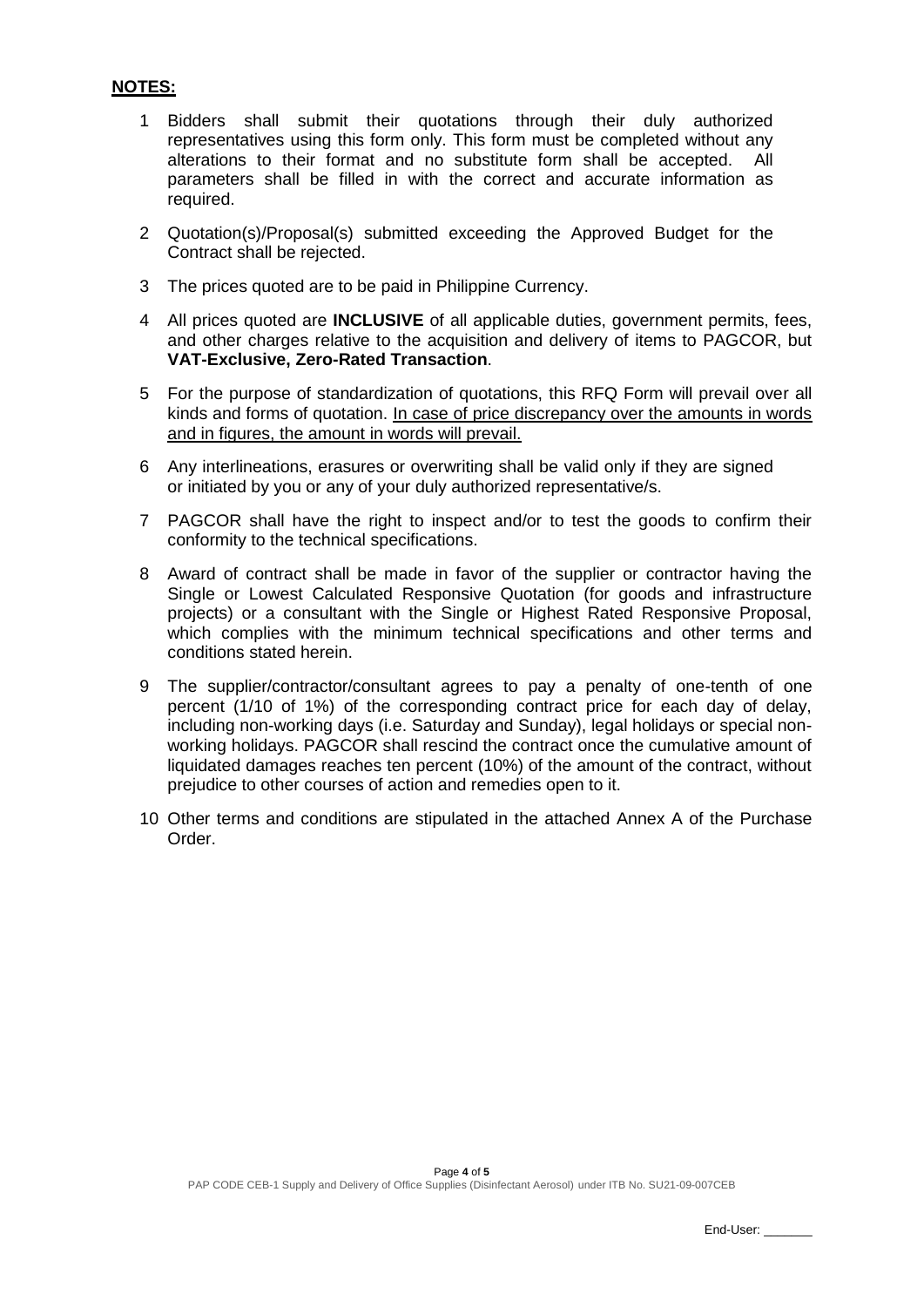**NOTES:**

1. Bidders shall submit their quotations through their duly authorized representatives using this form only. This form must be completed without any alterations to their format and no substitute form shall be accepted. All parameters shall be filled in with the correct and accurate information as required.

2. Quotation(s)/Proposal(s) submitted exceeding the Approved Budget for the Contract shall be rejected.

3. The prices quoted are to be paid in Philippine Currency.

4. All prices quoted are **INCLUSIVE** of all applicable duties, government permits, fees, and other charges relative to the acquisition and delivery of items to PAGCOR, but **VAT-Exclusive, Zero-Rated Transaction**.

5. For the purpose of standardization of quotations, this RFQ Form will prevail over all kinds and forms of quotation. In case of price discrepancy over the amounts in words and in figures, the amount in words will prevail.

6. Any interlineations, erasures or overwriting shall be valid only if they are signed or initiated by you or any of your duly authorized representative/s.

7. PAGCOR shall have the right to inspect and/or to test the goods to confirm their conformity to the technical specifications.

8. Award of contract shall be made in favor of the supplier or contractor having the Single or Lowest Calculated Responsive Quotation (for goods and infrastructure projects) or a consultant with the Single or Highest Rated Responsive Proposal, which complies with the minimum technical specifications and other terms and conditions stated herein.

9. The supplier/contractor/consultant agrees to pay a penalty of one-tenth of one percent (1/10 of 1%) of the corresponding contract price for each day of delay, including non-working days (i.e. Saturday and Sunday), legal holidays or special non-working holidays. PAGCOR shall rescind the contract once the cumulative amount of liquidated damages reaches ten percent (10%) of the amount of the contract, without prejudice to other courses of action and remedies open to it.

10. Other terms and conditions are stipulated in the attached Annex A of the Purchase Order.

End-User: _______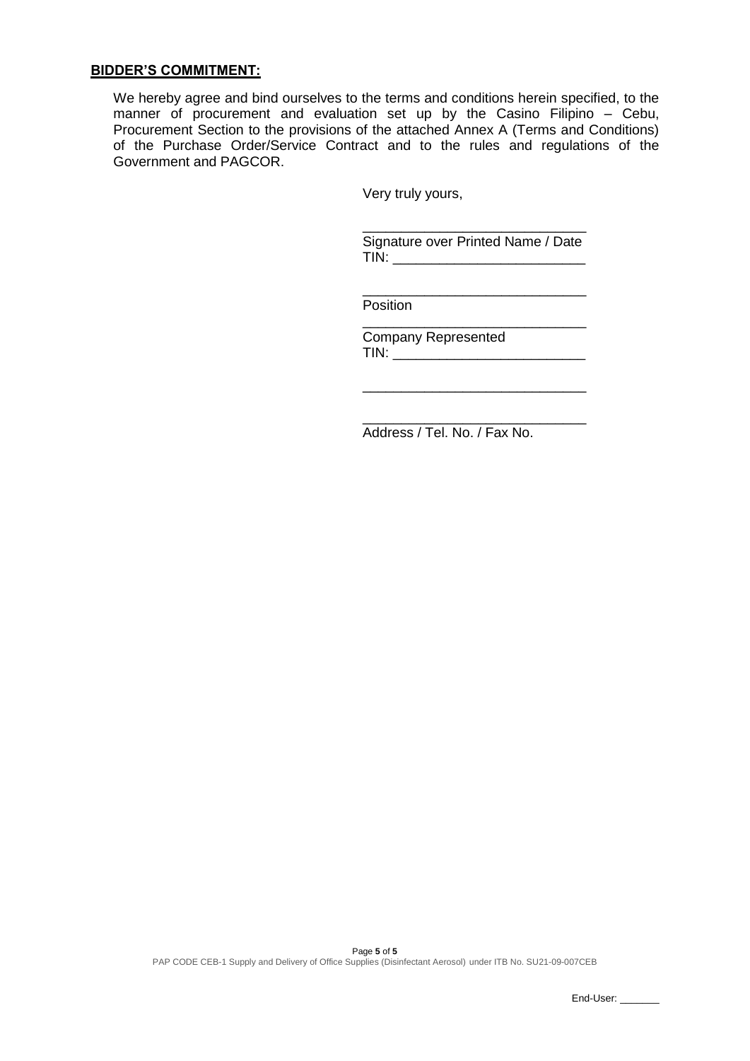**BIDDER'S COMMITMENT:**

We hereby agree and bind ourselves to the terms and conditions herein specified, to the manner of procurement and evaluation set up by the Casino Filipino – Cebu, Procurement Section to the provisions of the attached Annex A (Terms and Conditions) of the Purchase Order/Service Contract and to the rules and regulations of the Government and PAGCOR.

Very truly yours,

______________________________
Signature over Printed Name / Date
TIN: _________________________

______________________________
Position

______________________________
Company Represented
TIN: _________________________

______________________________

______________________________
Address / Tel. No. / Fax No.

End-User: _______